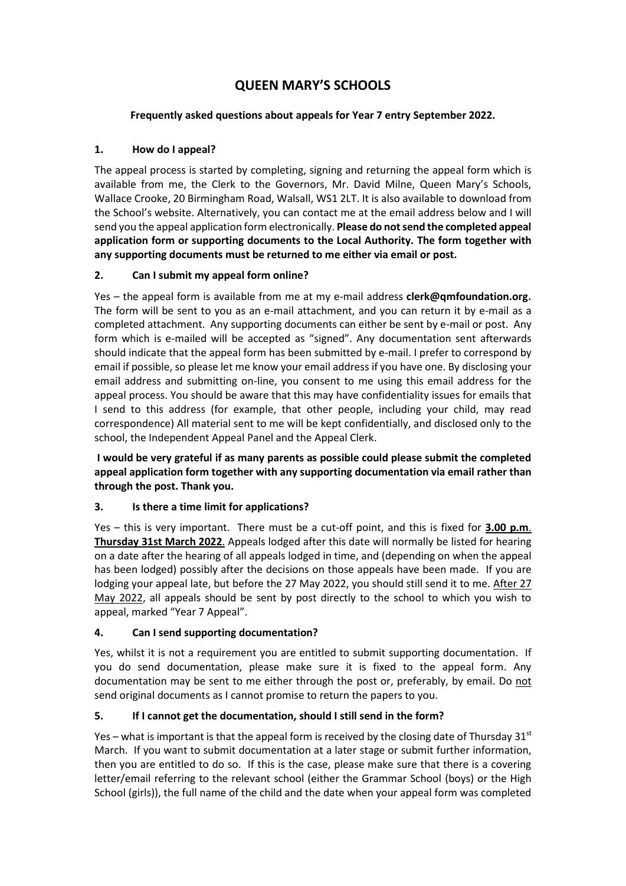# QUEEN MARY'S SCHOOLS

**Frequently asked questions about appeals for Year 7 entry September 2022.**

### 1. How do I appeal?

The appeal process is started by completing, signing and returning the appeal form which is available from me, the Clerk to the Governors, Mr. David Milne, Queen Mary's Schools, Wallace Crooke, 20 Birmingham Road, Walsall, WS1 2LT. It is also available to download from the School's website. Alternatively, you can contact me at the email address below and I will send you the appeal application form electronically. **Please do not send the completed appeal application form or supporting documents to the Local Authority. The form together with any supporting documents must be returned to me either via email or post.**

### 2. Can I submit my appeal form online?

Yes – the appeal form is available from me at my e-mail address **clerk@qmfoundation.org.** The form will be sent to you as an e-mail attachment, and you can return it by e-mail as a completed attachment. Any supporting documents can either be sent by e-mail or post. Any form which is e-mailed will be accepted as "signed". Any documentation sent afterwards should indicate that the appeal form has been submitted by e-mail. I prefer to correspond by email if possible, so please let me know your email address if you have one. By disclosing your email address and submitting on-line, you consent to me using this email address for the appeal process. You should be aware that this may have confidentiality issues for emails that I send to this address (for example, that other people, including your child, may read correspondence) All material sent to me will be kept confidentially, and disclosed only to the school, the Independent Appeal Panel and the Appeal Clerk.

**I would be very grateful if as many parents as possible could please submit the completed appeal application form together with any supporting documentation via email rather than through the post. Thank you.**

### 3. Is there a time limit for applications?

Yes – this is very important. There must be a cut-off point, and this is fixed for **3.00 p.m. Thursday 31st March 2022**. Appeals lodged after this date will normally be listed for hearing on a date after the hearing of all appeals lodged in time, and (depending on when the appeal has been lodged) possibly after the decisions on those appeals have been made. If you are lodging your appeal late, but before the 27 May 2022, you should still send it to me. After 27 May 2022, all appeals should be sent by post directly to the school to which you wish to appeal, marked "Year 7 Appeal".

### 4. Can I send supporting documentation?

Yes, whilst it is not a requirement you are entitled to submit supporting documentation. If you do send documentation, please make sure it is fixed to the appeal form. Any documentation may be sent to me either through the post or, preferably, by email. Do not send original documents as I cannot promise to return the papers to you.

### 5. If I cannot get the documentation, should I still send in the form?

Yes – what is important is that the appeal form is received by the closing date of Thursday 31st March. If you want to submit documentation at a later stage or submit further information, then you are entitled to do so. If this is the case, please make sure that there is a covering letter/email referring to the relevant school (either the Grammar School (boys) or the High School (girls)), the full name of the child and the date when your appeal form was completed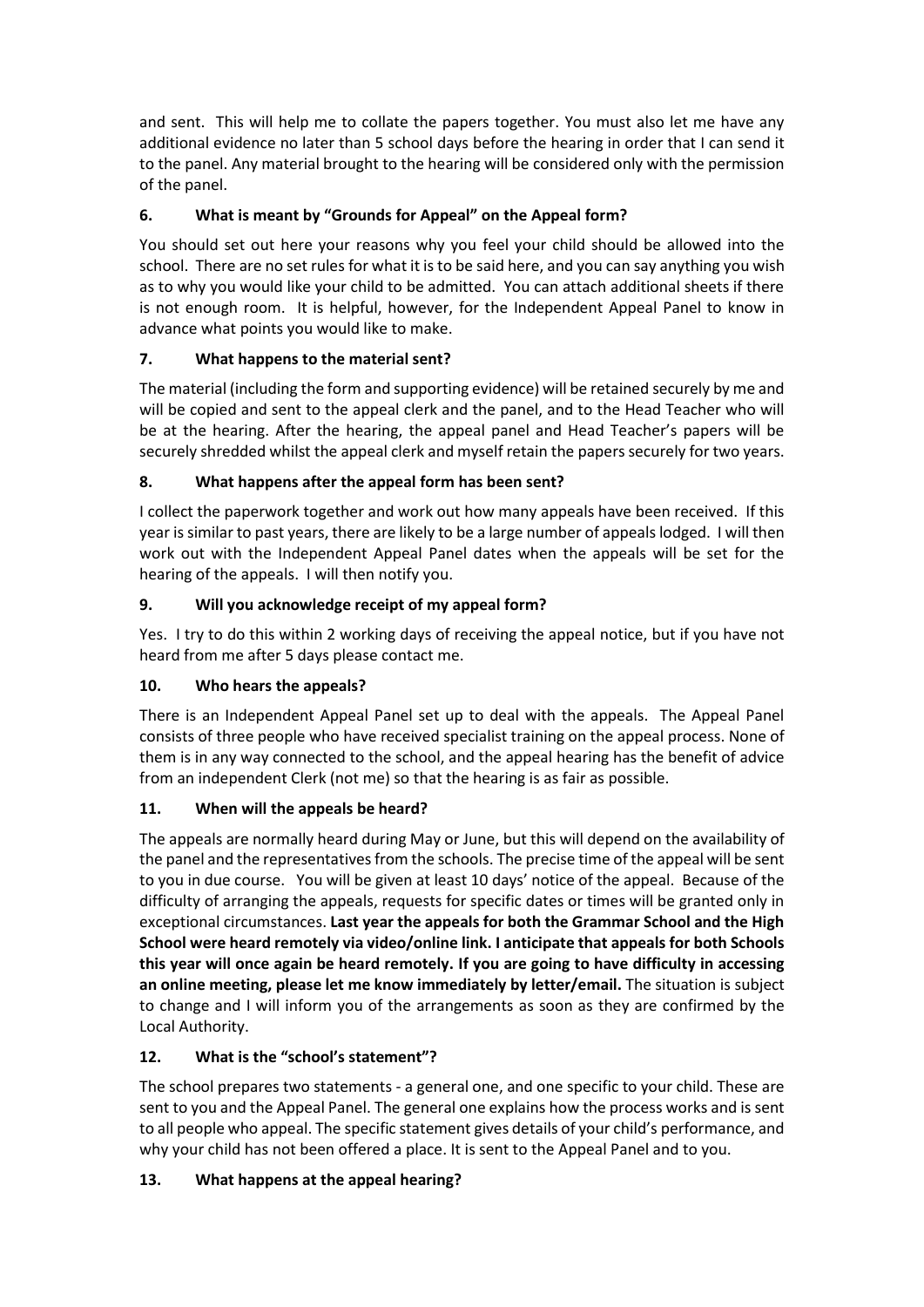and sent. This will help me to collate the papers together. You must also let me have any additional evidence no later than 5 school days before the hearing in order that I can send it to the panel. Any material brought to the hearing will be considered only with the permission of the panel.

### 6. What is meant by "Grounds for Appeal" on the Appeal form?

You should set out here your reasons why you feel your child should be allowed into the school. There are no set rules for what it is to be said here, and you can say anything you wish as to why you would like your child to be admitted. You can attach additional sheets if there is not enough room. It is helpful, however, for the Independent Appeal Panel to know in advance what points you would like to make.

### 7. What happens to the material sent?

The material (including the form and supporting evidence) will be retained securely by me and will be copied and sent to the appeal clerk and the panel, and to the Head Teacher who will be at the hearing. After the hearing, the appeal panel and Head Teacher's papers will be securely shredded whilst the appeal clerk and myself retain the papers securely for two years.

### 8. What happens after the appeal form has been sent?

I collect the paperwork together and work out how many appeals have been received. If this year is similar to past years, there are likely to be a large number of appeals lodged. I will then work out with the Independent Appeal Panel dates when the appeals will be set for the hearing of the appeals. I will then notify you.

### 9. Will you acknowledge receipt of my appeal form?

Yes. I try to do this within 2 working days of receiving the appeal notice, but if you have not heard from me after 5 days please contact me.

### 10. Who hears the appeals?

There is an Independent Appeal Panel set up to deal with the appeals. The Appeal Panel consists of three people who have received specialist training on the appeal process. None of them is in any way connected to the school, and the appeal hearing has the benefit of advice from an independent Clerk (not me) so that the hearing is as fair as possible.

### 11. When will the appeals be heard?

The appeals are normally heard during May or June, but this will depend on the availability of the panel and the representatives from the schools. The precise time of the appeal will be sent to you in due course. You will be given at least 10 days' notice of the appeal. Because of the difficulty of arranging the appeals, requests for specific dates or times will be granted only in exceptional circumstances. **Last year the appeals for both the Grammar School and the High School were heard remotely via video/online link. I anticipate that appeals for both Schools this year will once again be heard remotely. If you are going to have difficulty in accessing an online meeting, please let me know immediately by letter/email.** The situation is subject to change and I will inform you of the arrangements as soon as they are confirmed by the Local Authority.

### 12. What is the "school's statement"?

The school prepares two statements - a general one, and one specific to your child. These are sent to you and the Appeal Panel. The general one explains how the process works and is sent to all people who appeal. The specific statement gives details of your child's performance, and why your child has not been offered a place. It is sent to the Appeal Panel and to you.

### 13. What happens at the appeal hearing?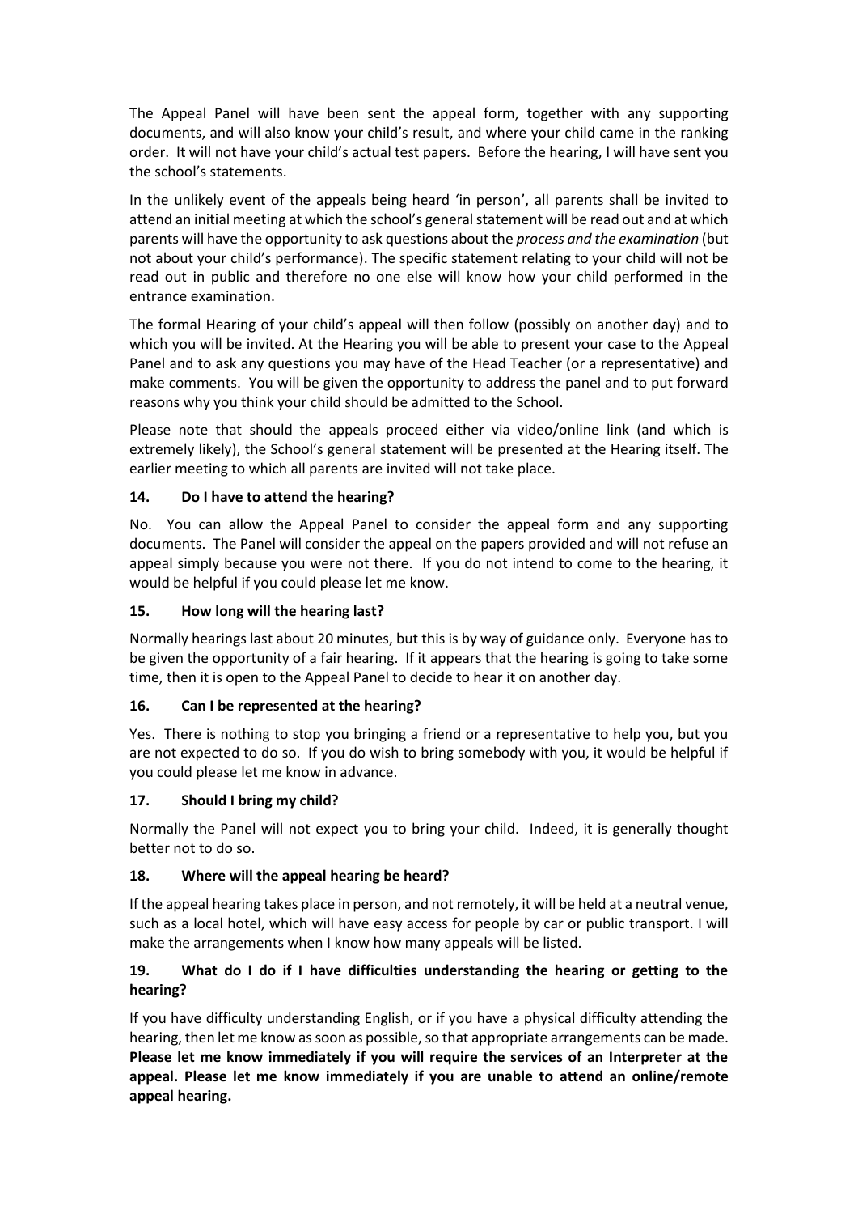The Appeal Panel will have been sent the appeal form, together with any supporting documents, and will also know your child's result, and where your child came in the ranking order. It will not have your child's actual test papers. Before the hearing, I will have sent you the school's statements.

In the unlikely event of the appeals being heard 'in person', all parents shall be invited to attend an initial meeting at which the school's general statement will be read out and at which parents will have the opportunity to ask questions about the *process and the examination* (but not about your child's performance). The specific statement relating to your child will not be read out in public and therefore no one else will know how your child performed in the entrance examination.

The formal Hearing of your child's appeal will then follow (possibly on another day) and to which you will be invited. At the Hearing you will be able to present your case to the Appeal Panel and to ask any questions you may have of the Head Teacher (or a representative) and make comments. You will be given the opportunity to address the panel and to put forward reasons why you think your child should be admitted to the School.

Please note that should the appeals proceed either via video/online link (and which is extremely likely), the School's general statement will be presented at the Hearing itself. The earlier meeting to which all parents are invited will not take place.

### 14. Do I have to attend the hearing?

No. You can allow the Appeal Panel to consider the appeal form and any supporting documents. The Panel will consider the appeal on the papers provided and will not refuse an appeal simply because you were not there. If you do not intend to come to the hearing, it would be helpful if you could please let me know.

### 15. How long will the hearing last?

Normally hearings last about 20 minutes, but this is by way of guidance only. Everyone has to be given the opportunity of a fair hearing. If it appears that the hearing is going to take some time, then it is open to the Appeal Panel to decide to hear it on another day.

### 16. Can I be represented at the hearing?

Yes. There is nothing to stop you bringing a friend or a representative to help you, but you are not expected to do so. If you do wish to bring somebody with you, it would be helpful if you could please let me know in advance.

### 17. Should I bring my child?

Normally the Panel will not expect you to bring your child. Indeed, it is generally thought better not to do so.

### 18. Where will the appeal hearing be heard?

If the appeal hearing takes place in person, and not remotely, it will be held at a neutral venue, such as a local hotel, which will have easy access for people by car or public transport. I will make the arrangements when I know how many appeals will be listed.

### 19. What do I do if I have difficulties understanding the hearing or getting to the hearing?

If you have difficulty understanding English, or if you have a physical difficulty attending the hearing, then let me know as soon as possible, so that appropriate arrangements can be made. **Please let me know immediately if you will require the services of an Interpreter at the appeal. Please let me know immediately if you are unable to attend an online/remote appeal hearing.**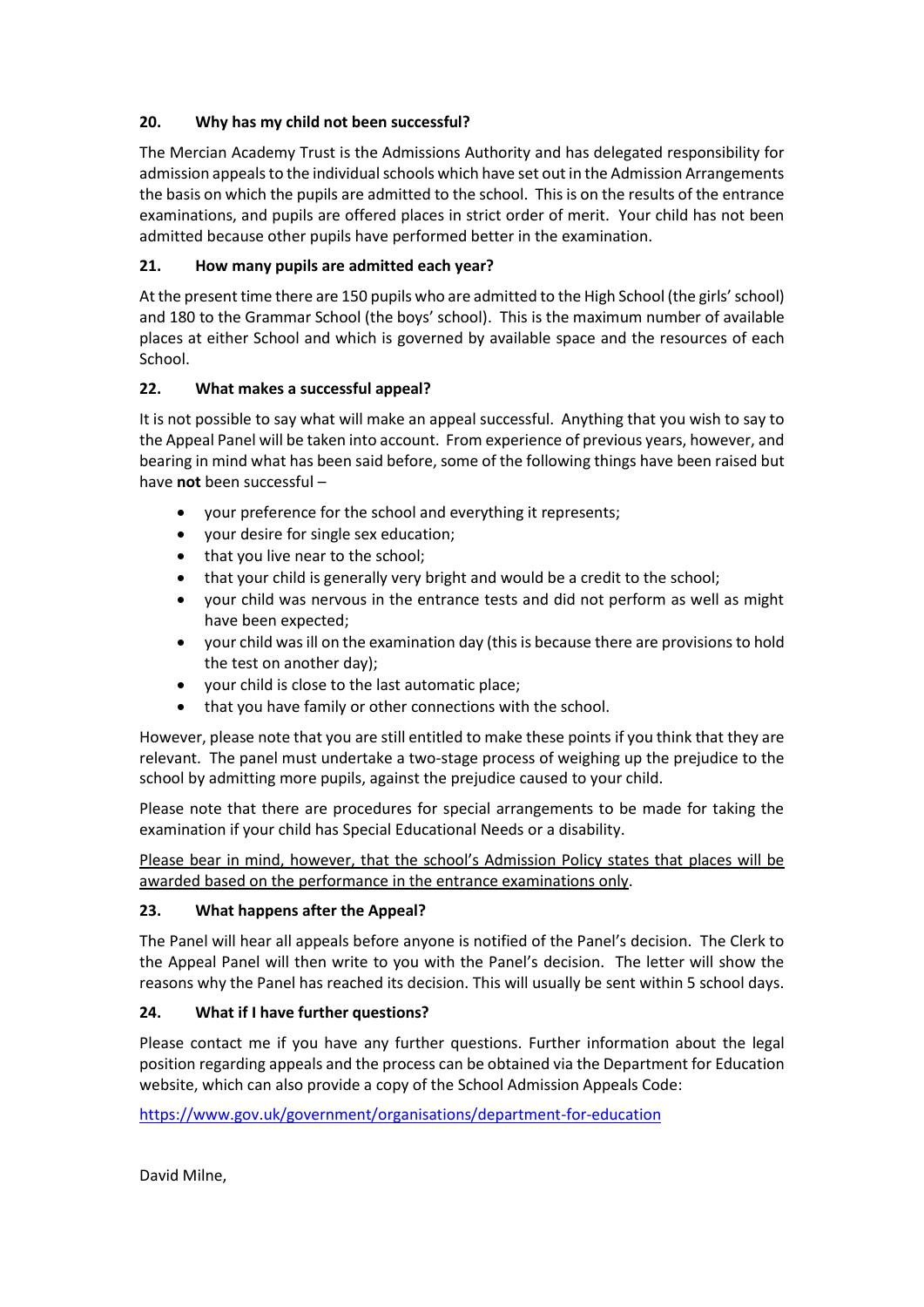### 20. Why has my child not been successful?

The Mercian Academy Trust is the Admissions Authority and has delegated responsibility for admission appeals to the individual schools which have set out in the Admission Arrangements the basis on which the pupils are admitted to the school. This is on the results of the entrance examinations, and pupils are offered places in strict order of merit. Your child has not been admitted because other pupils have performed better in the examination.

### 21. How many pupils are admitted each year?

At the present time there are 150 pupils who are admitted to the High School (the girls' school) and 180 to the Grammar School (the boys' school). This is the maximum number of available places at either School and which is governed by available space and the resources of each School.

### 22. What makes a successful appeal?

It is not possible to say what will make an appeal successful. Anything that you wish to say to the Appeal Panel will be taken into account. From experience of previous years, however, and bearing in mind what has been said before, some of the following things have been raised but have **not** been successful –

- your preference for the school and everything it represents;
- your desire for single sex education;
- that you live near to the school;
- that your child is generally very bright and would be a credit to the school;
- your child was nervous in the entrance tests and did not perform as well as might have been expected;
- your child was ill on the examination day (this is because there are provisions to hold the test on another day);
- your child is close to the last automatic place;
- that you have family or other connections with the school.

However, please note that you are still entitled to make these points if you think that they are relevant. The panel must undertake a two-stage process of weighing up the prejudice to the school by admitting more pupils, against the prejudice caused to your child.

Please note that there are procedures for special arrangements to be made for taking the examination if your child has Special Educational Needs or a disability.

<u>Please bear in mind, however, that the school's Admission Policy states that places will be awarded based on the performance in the entrance examinations only</u>.

### 23. What happens after the Appeal?

The Panel will hear all appeals before anyone is notified of the Panel's decision. The Clerk to the Appeal Panel will then write to you with the Panel's decision. The letter will show the reasons why the Panel has reached its decision. This will usually be sent within 5 school days.

### 24. What if I have further questions?

Please contact me if you have any further questions. Further information about the legal position regarding appeals and the process can be obtained via the Department for Education website, which can also provide a copy of the School Admission Appeals Code:

https://www.gov.uk/government/organisations/department-for-education

David Milne,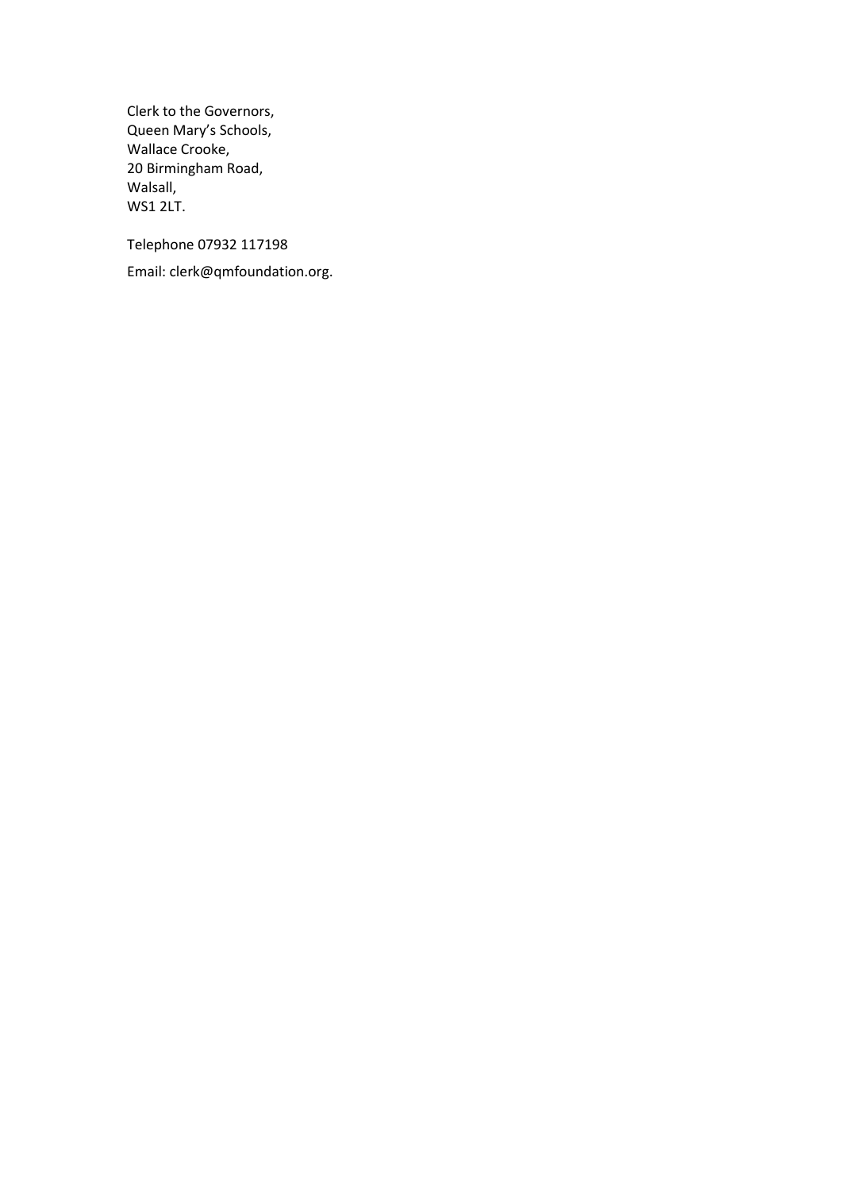Clerk to the Governors,
Queen Mary's Schools,
Wallace Crooke,
20 Birmingham Road,
Walsall,
WS1 2LT.

Telephone 07932 117198

Email: clerk@qmfoundation.org.